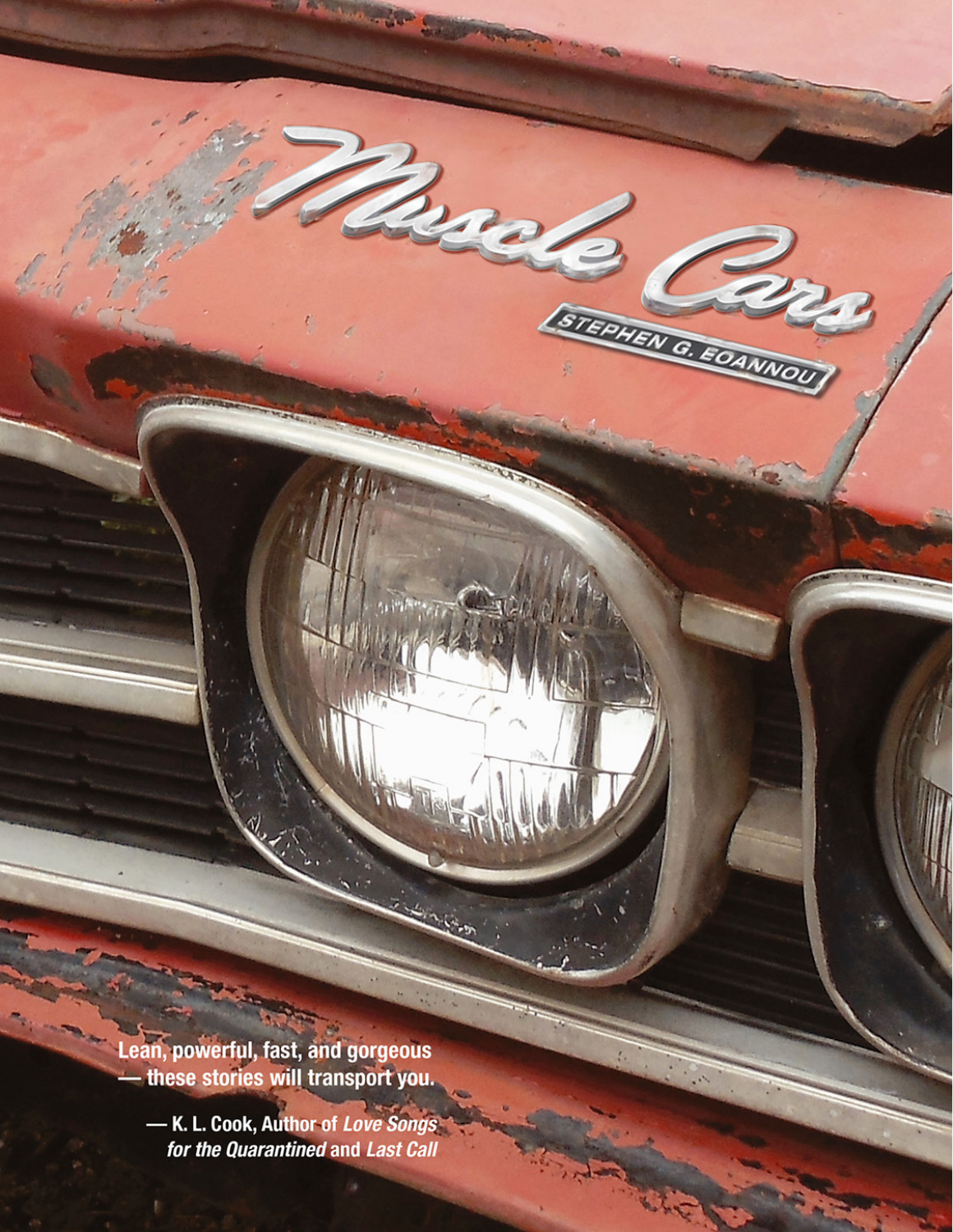# Muscle Cars

STEPHEN G. EOANNOU

Lean, powerful, fast, and gorgeous — these stories will transport you.

— K. L. Cook, Author of *Love Songs for the Quarantined* and *Last Call*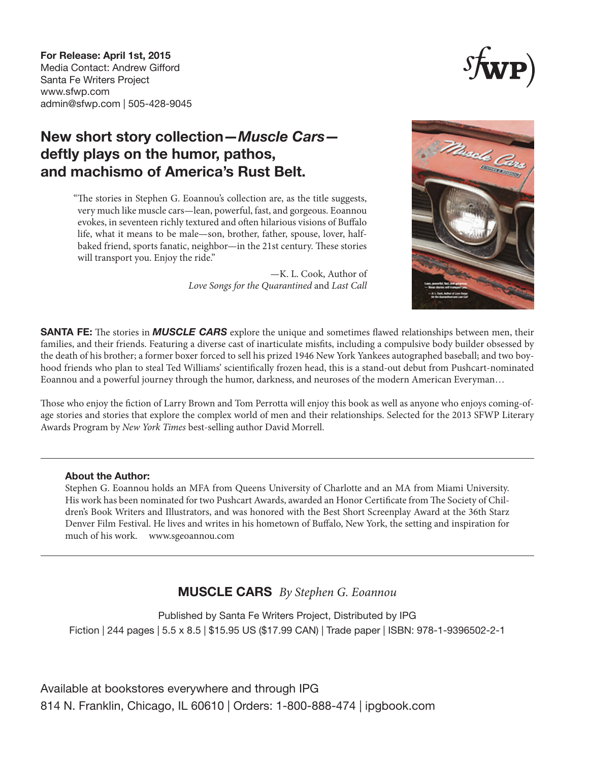**For Release: April 1st, 2015**
Media Contact: Andrew Gifford
Santa Fe Writers Project
www.sfwp.com
admin@sfwp.com | 505-428-9045

sfWP)

## New short story collection—*Muscle Cars*—deftly plays on the humor, pathos, and machismo of America's Rust Belt.

> "The stories in Stephen G. Eoannou's collection are, as the title suggests, very much like muscle cars—lean, powerful, fast, and gorgeous. Eoannou evokes, in seventeen richly textured and often hilarious visions of Buffalo life, what it means to be male—son, brother, father, spouse, lover, half-baked friend, sports fanatic, neighbor—in the 21st century. These stories will transport you. Enjoy the ride."
>
> —K. L. Cook, Author of *Love Songs for the Quarantined* and *Last Call*

**SANTA FE:** The stories in ***MUSCLE CARS*** explore the unique and sometimes flawed relationships between men, their families, and their friends. Featuring a diverse cast of inarticulate misfits, including a compulsive body builder obsessed by the death of his brother; a former boxer forced to sell his prized 1946 New York Yankees autographed baseball; and two boyhood friends who plan to steal Ted Williams' scientifically frozen head, this is a stand-out debut from Pushcart-nominated Eoannou and a powerful journey through the humor, darkness, and neuroses of the modern American Everyman…

Those who enjoy the fiction of Larry Brown and Tom Perrotta will enjoy this book as well as anyone who enjoys coming-of-age stories and stories that explore the complex world of men and their relationships. Selected for the 2013 SFWP Literary Awards Program by *New York Times* best-selling author David Morrell.

---

**About the Author:**
Stephen G. Eoannou holds an MFA from Queens University of Charlotte and an MA from Miami University. His work has been nominated for two Pushcart Awards, awarded an Honor Certificate from The Society of Children's Book Writers and Illustrators, and was honored with the Best Short Screenplay Award at the 36th Starz Denver Film Festival. He lives and writes in his hometown of Buffalo, New York, the setting and inspiration for much of his work. www.sgeoannou.com

---

**MUSCLE CARS** *By Stephen G. Eoannou*

Published by Santa Fe Writers Project, Distributed by IPG
Fiction | 244 pages | 5.5 x 8.5 | $15.95 US ($17.99 CAN) | Trade paper | ISBN: 978-1-9396502-2-1

Available at bookstores everywhere and through IPG
814 N. Franklin, Chicago, IL 60610 | Orders: 1-800-888-474 | ipgbook.com